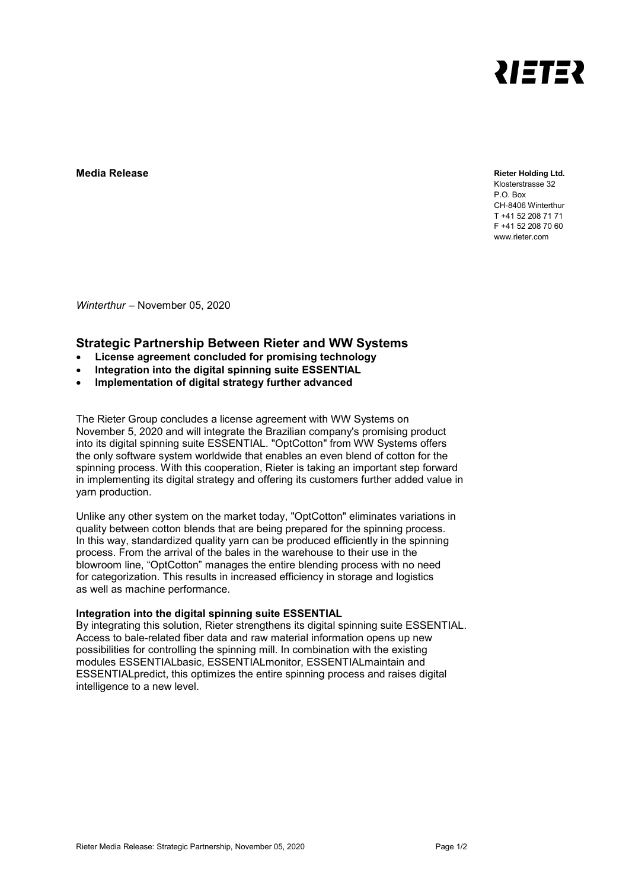RIETER

**Media Release**

**Rieter Holding Ltd.**
Klosterstrasse 32
P.O. Box
CH-8406 Winterthur
T +41 52 208 71 71
F +41 52 208 70 60
www.rieter.com

*Winterthur* – November 05, 2020

## Strategic Partnership Between Rieter and WW Systems

- **License agreement concluded for promising technology**
- **Integration into the digital spinning suite ESSENTIAL**
- **Implementation of digital strategy further advanced**

The Rieter Group concludes a license agreement with WW Systems on November 5, 2020 and will integrate the Brazilian company's promising product into its digital spinning suite ESSENTIAL. "OptCotton" from WW Systems offers the only software system worldwide that enables an even blend of cotton for the spinning process. With this cooperation, Rieter is taking an important step forward in implementing its digital strategy and offering its customers further added value in yarn production.

Unlike any other system on the market today, "OptCotton" eliminates variations in quality between cotton blends that are being prepared for the spinning process. In this way, standardized quality yarn can be produced efficiently in the spinning process. From the arrival of the bales in the warehouse to their use in the blowroom line, "OptCotton" manages the entire blending process with no need for categorization. This results in increased efficiency in storage and logistics as well as machine performance.

**Integration into the digital spinning suite ESSENTIAL**

By integrating this solution, Rieter strengthens its digital spinning suite ESSENTIAL. Access to bale-related fiber data and raw material information opens up new possibilities for controlling the spinning mill. In combination with the existing modules ESSENTIALbasic, ESSENTIALmonitor, ESSENTIALmaintain and ESSENTIALpredict, this optimizes the entire spinning process and raises digital intelligence to a new level.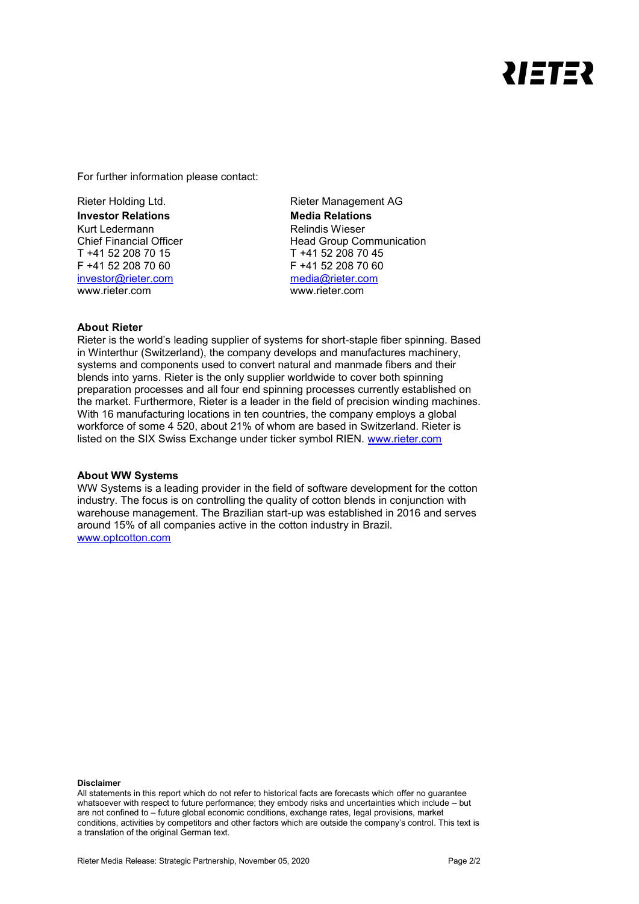For further information please contact:

Rieter Holding Ltd.
**Investor Relations**
Kurt Ledermann
Chief Financial Officer
T +41 52 208 70 15
F +41 52 208 70 60
[investor@rieter.com](mailto:investor@rieter.com)
www.rieter.com

Rieter Management AG
**Media Relations**
Relindis Wieser
Head Group Communication
T +41 52 208 70 45
F +41 52 208 70 60
[media@rieter.com](mailto:media@rieter.com)
www.rieter.com

**About Rieter**
Rieter is the world's leading supplier of systems for short-staple fiber spinning. Based in Winterthur (Switzerland), the company develops and manufactures machinery, systems and components used to convert natural and manmade fibers and their blends into yarns. Rieter is the only supplier worldwide to cover both spinning preparation processes and all four end spinning processes currently established on the market. Furthermore, Rieter is a leader in the field of precision winding machines. With 16 manufacturing locations in ten countries, the company employs a global workforce of some 4 520, about 21% of whom are based in Switzerland. Rieter is listed on the SIX Swiss Exchange under ticker symbol RIEN. [www.rieter.com](http://www.rieter.com)

**About WW Systems**
WW Systems is a leading provider in the field of software development for the cotton industry. The focus is on controlling the quality of cotton blends in conjunction with warehouse management. The Brazilian start-up was established in 2016 and serves around 15% of all companies active in the cotton industry in Brazil.
[www.optcotton.com](http://www.optcotton.com)

**Disclaimer**
All statements in this report which do not refer to historical facts are forecasts which offer no guarantee whatsoever with respect to future performance; they embody risks and uncertainties which include – but are not confined to – future global economic conditions, exchange rates, legal provisions, market conditions, activities by competitors and other factors which are outside the company's control. This text is a translation of the original German text.